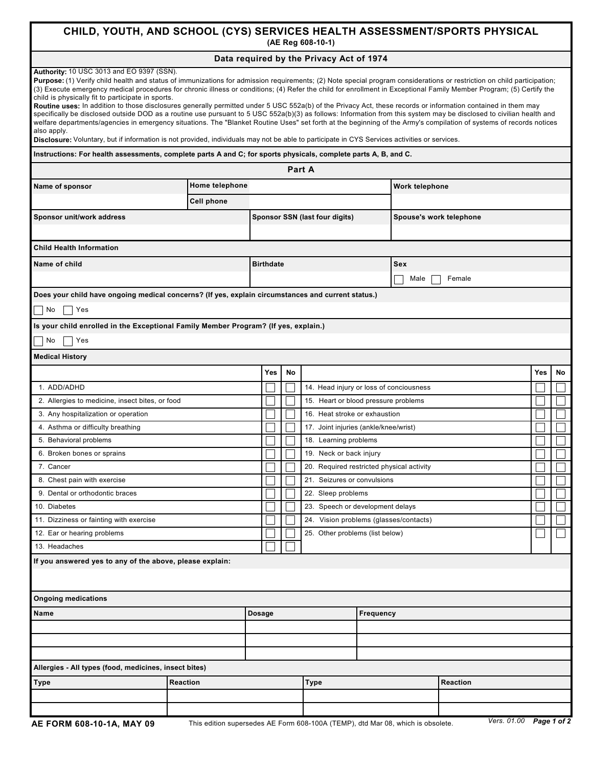# CHILD, YOUTH, AND SCHOOL (CYS) SERVICES HEALTH ASSESSMENT/SPORTS PHYSICAL

(AE Reg 608-10-1)

## Data required by the Privacy Act of 1974

**Authority:** 10 USC 3013 and EO 9397 (SSN).

**Purpose:** (1) Verify child health and status of immunizations for admission requirements; (2) Note special program considerations or restriction on child participation; (3) Execute emergency medical procedures for chronic illness or conditions; (4) Refer the child for enrollment in Exceptional Family Member Program; (5) Certify the child is physically fit to participate in sports.

**Routine uses:** In addition to those disclosures generally permitted under 5 USC 552a(b) of the Privacy Act, these records or information contained in them may specifically be disclosed outside DOD as a routine use pursuant to 5 USC 552a(b)(3) as follows: Information from this system may be disclosed to civilian health and welfare departments/agencies in emergency situations. The "Blanket Routine Uses" set forth at the beginning of the Army's compilation of systems of records notices also apply.

**Disclosure:** Voluntary, but if information is not provided, individuals may not be able to participate in CYS Services activities or services.

**Instructions: For health assessments, complete parts A and C; for sports physicals, complete parts A, B, and C.**

## Part A

| Name of sponsor | Home telephone | | Work telephone |
|---|---|---|---|
| | Cell phone | | |
| **Sponsor unit/work address** | | **Sponsor SSN (last four digits)** | **Spouse's work telephone** |
| | | | |

### Child Health Information

| Name of child | Birthdate | Sex |
|---|---|---|
| | | ☐ Male ☐ Female |

**Does your child have ongoing medical concerns? (If yes, explain circumstances and current status.)**

☐ No ☐ Yes

**Is your child enrolled in the Exceptional Family Member Program? (If yes, explain.)**

☐ No ☐ Yes

### Medical History

| | Yes | No | | Yes | No |
|---|---|---|---|---|---|
| 1. ADD/ADHD | ☐ | ☐ | 14. Head injury or loss of conciousness | ☐ | ☐ |
| 2. Allergies to medicine, insect bites, or food | ☐ | ☐ | 15. Heart or blood pressure problems | ☐ | ☐ |
| 3. Any hospitalization or operation | ☐ | ☐ | 16. Heat stroke or exhaustion | ☐ | ☐ |
| 4. Asthma or difficulty breathing | ☐ | ☐ | 17. Joint injuries (ankle/knee/wrist) | ☐ | ☐ |
| 5. Behavioral problems | ☐ | ☐ | 18. Learning problems | ☐ | ☐ |
| 6. Broken bones or sprains | ☐ | ☐ | 19. Neck or back injury | ☐ | ☐ |
| 7. Cancer | ☐ | ☐ | 20. Required restricted physical activity | ☐ | ☐ |
| 8. Chest pain with exercise | ☐ | ☐ | 21. Seizures or convulsions | ☐ | ☐ |
| 9. Dental or orthodontic braces | ☐ | ☐ | 22. Sleep problems | ☐ | ☐ |
| 10. Diabetes | ☐ | ☐ | 23. Speech or development delays | ☐ | ☐ |
| 11. Dizziness or fainting with exercise | ☐ | ☐ | 24. Vision problems (glasses/contacts) | ☐ | ☐ |
| 12. Ear or hearing problems | ☐ | ☐ | 25. Other problems (list below) | ☐ | ☐ |
| 13. Headaches | ☐ | ☐ | | | |

**If you answered yes to any of the above, please explain:**

### Ongoing medications

| Name | Dosage | Frequency |
|---|---|---|
| | | |
| | | |
| | | |

### Allergies - All types (food, medicines, insect bites)

| Type | Reaction | Type | Reaction |
|---|---|---|---|
| | | | |
| | | | |

AE FORM 608-10-1A, MAY 09 — This edition supersedes AE Form 608-100A (TEMP), dtd Mar 08, which is obsolete. Vers. 01.00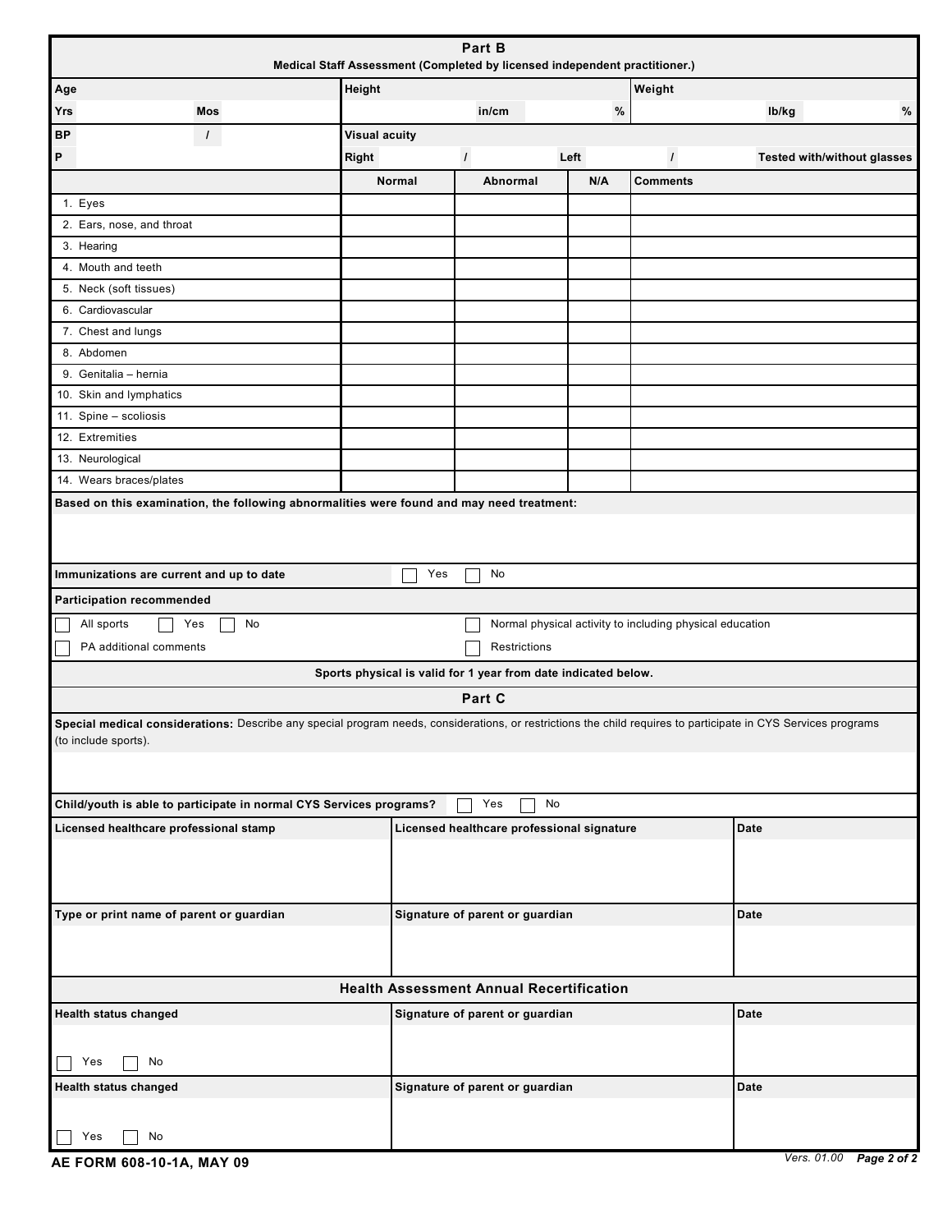## Part B

**Medical Staff Assessment (Completed by licensed independent practitioner.)**

| | | | | | | |
|---|---|---|---|---|---|---|
| **Age** | | **Height** | | | **Weight** | |
| **Yrs** | **Mos** | in/cm | % | | lb/kg | % |
| **BP** / | | **Visual acuity** | | | | |
| **P** | | **Right** / | | **Left** / | | **Tested with/without glasses** |

| | Normal | Abnormal | N/A | Comments |
|---|---|---|---|---|
| 1. Eyes | | | | |
| 2. Ears, nose, and throat | | | | |
| 3. Hearing | | | | |
| 4. Mouth and teeth | | | | |
| 5. Neck (soft tissues) | | | | |
| 6. Cardiovascular | | | | |
| 7. Chest and lungs | | | | |
| 8. Abdomen | | | | |
| 9. Genitalia – hernia | | | | |
| 10. Skin and lymphatics | | | | |
| 11. Spine – scoliosis | | | | |
| 12. Extremities | | | | |
| 13. Neurological | | | | |
| 14. Wears braces/plates | | | | |

**Based on this examination, the following abnormalities were found and may need treatment:**

**Immunizations are current and up to date** ☐ Yes ☐ No

**Participation recommended**

☐ All sports ☐ Yes ☐ No

☐ Normal physical activity to including physical education

☐ PA additional comments

☐ Restrictions

**Sports physical is valid for 1 year from date indicated below.**

## Part C

**Special medical considerations:** Describe any special program needs, considerations, or restrictions the child requires to participate in CYS Services programs (to include sports).

**Child/youth is able to participate in normal CYS Services programs?** ☐ Yes ☐ No

| **Licensed healthcare professional stamp** | **Licensed healthcare professional signature** | **Date** |
|---|---|---|
| | | |
| **Type or print name of parent or guardian** | **Signature of parent or guardian** | **Date** |
| | | |

## Health Assessment Annual Recertification

| **Health status changed** | **Signature of parent or guardian** | **Date** |
|---|---|---|
| ☐ Yes ☐ No | | |
| **Health status changed** | **Signature of parent or guardian** | **Date** |
| ☐ Yes ☐ No | | |

AE FORM 608-10-1A, MAY 09

Vers. 01.00